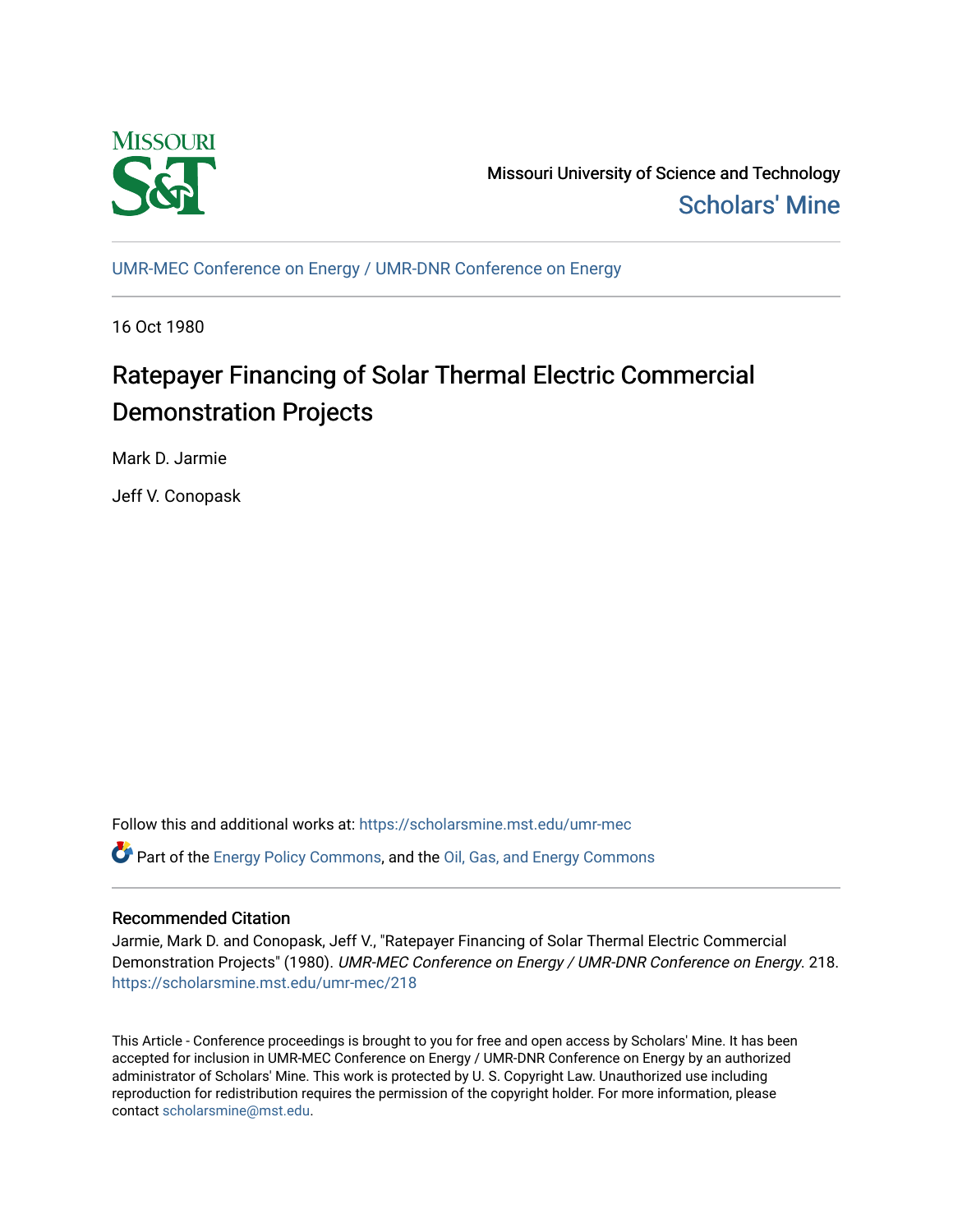Missouri University of Science and Technology

Scholars' Mine

UMR-MEC Conference on Energy / UMR-DNR Conference on Energy

16 Oct 1980

# Ratepayer Financing of Solar Thermal Electric Commercial Demonstration Projects

Mark D. Jarmie

Jeff V. Conopask

Follow this and additional works at: https://scholarsmine.mst.edu/umr-mec

Part of the Energy Policy Commons, and the Oil, Gas, and Energy Commons

## Recommended Citation

Jarmie, Mark D. and Conopask, Jeff V., "Ratepayer Financing of Solar Thermal Electric Commercial Demonstration Projects" (1980). *UMR-MEC Conference on Energy / UMR-DNR Conference on Energy*. 218. https://scholarsmine.mst.edu/umr-mec/218

This Article - Conference proceedings is brought to you for free and open access by Scholars' Mine. It has been accepted for inclusion in UMR-MEC Conference on Energy / UMR-DNR Conference on Energy by an authorized administrator of Scholars' Mine. This work is protected by U. S. Copyright Law. Unauthorized use including reproduction for redistribution requires the permission of the copyright holder. For more information, please contact scholarsmine@mst.edu.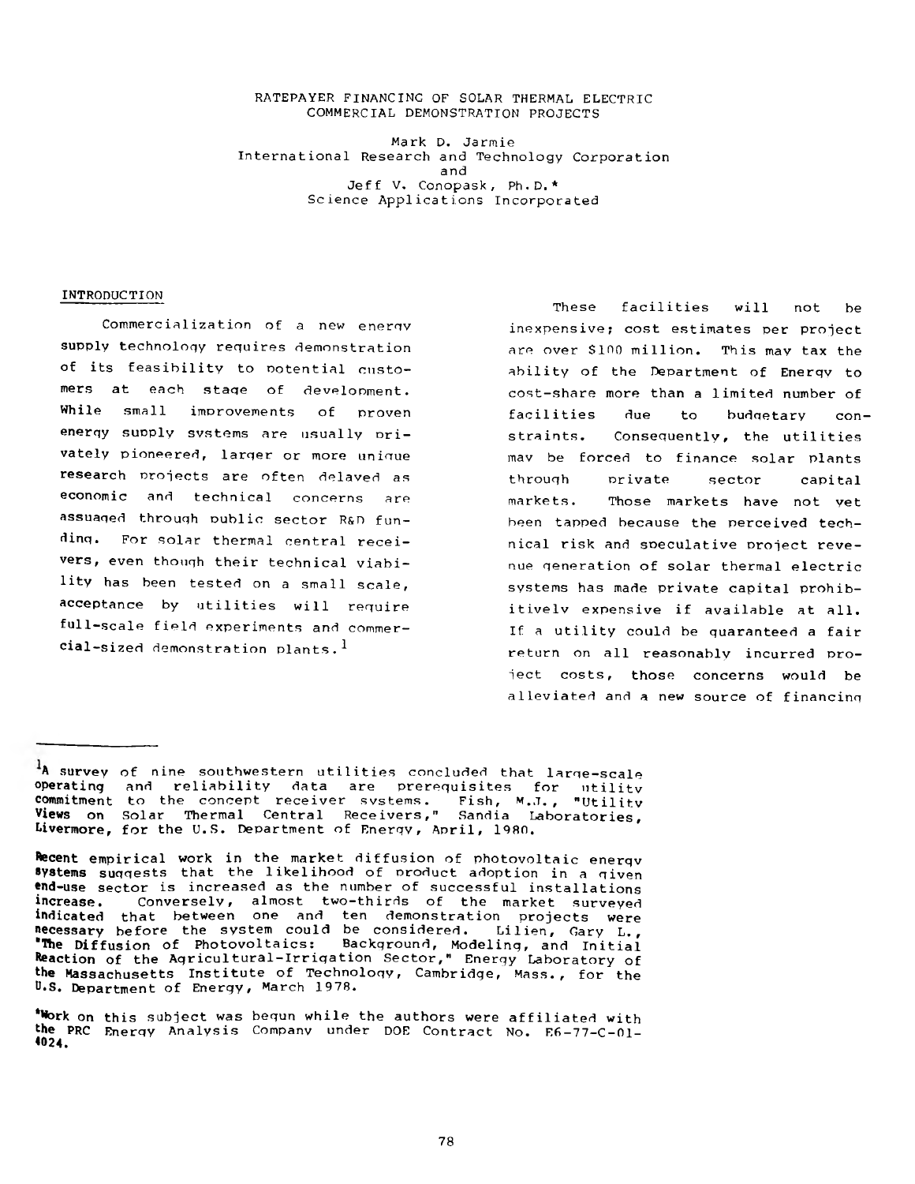# RATEPAYER FINANCING OF SOLAR THERMAL ELECTRIC COMMERCIAL DEMONSTRATION PROJECTS

Mark D. Jarmie
International Research and Technology Corporation
and
Jeff V. Conopask, Ph.D.*
Science Applications Incorporated

## INTRODUCTION

Commercialization of a new energy supply technology requires demonstration of its feasibility to potential customers at each stage of development. While small improvements of proven energy supply systems are usually privately pioneered, larger or more unique research projects are often delayed as economic and technical concerns are assuaged through public sector R&D funding. For solar thermal central receivers, even though their technical viability has been tested on a small scale, acceptance by utilities will require full-scale field experiments and commercial-sized demonstration plants.[1]

These facilities will not be inexpensive; cost estimates per project are over $100 million. This may tax the ability of the Department of Energy to cost-share more than a limited number of facilities due to budgetary constraints. Consequently, the utilities may be forced to finance solar plants through private sector capital markets. Those markets have not yet been tapped because the perceived technical risk and speculative project revenue generation of solar thermal electric systems has made private capital prohibitively expensive if available at all. If a utility could be guaranteed a fair return on all reasonably incurred project costs, those concerns would be alleviated and a new source of financing

---

[1]A survey of nine southwestern utilities concluded that large-scale operating and reliability data are prerequisites for utility commitment to the concept receiver systems. Fish, M.J., "Utility Views on Solar Thermal Central Receivers," Sandia Laboratories, Livermore, for the U.S. Department of Energy, April, 1980.

Recent empirical work in the market diffusion of photovoltaic energy systems suggests that the likelihood of product adoption in a given end-use sector is increased as the number of successful installations increase. Conversely, almost two-thirds of the market surveyed indicated that between one and ten demonstration projects were necessary before the system could be considered. Lilien, Gary L., "The Diffusion of Photovoltaics: Background, Modeling, and Initial Reaction of the Agricultural-Irrigation Sector," Energy Laboratory of the Massachusetts Institute of Technology, Cambridge, Mass., for the U.S. Department of Energy, March 1978.

*Work on this subject was begun while the authors were affiliated with the PRC Energy Analysis Company under DOE Contract No. E6-77-C-01-4024.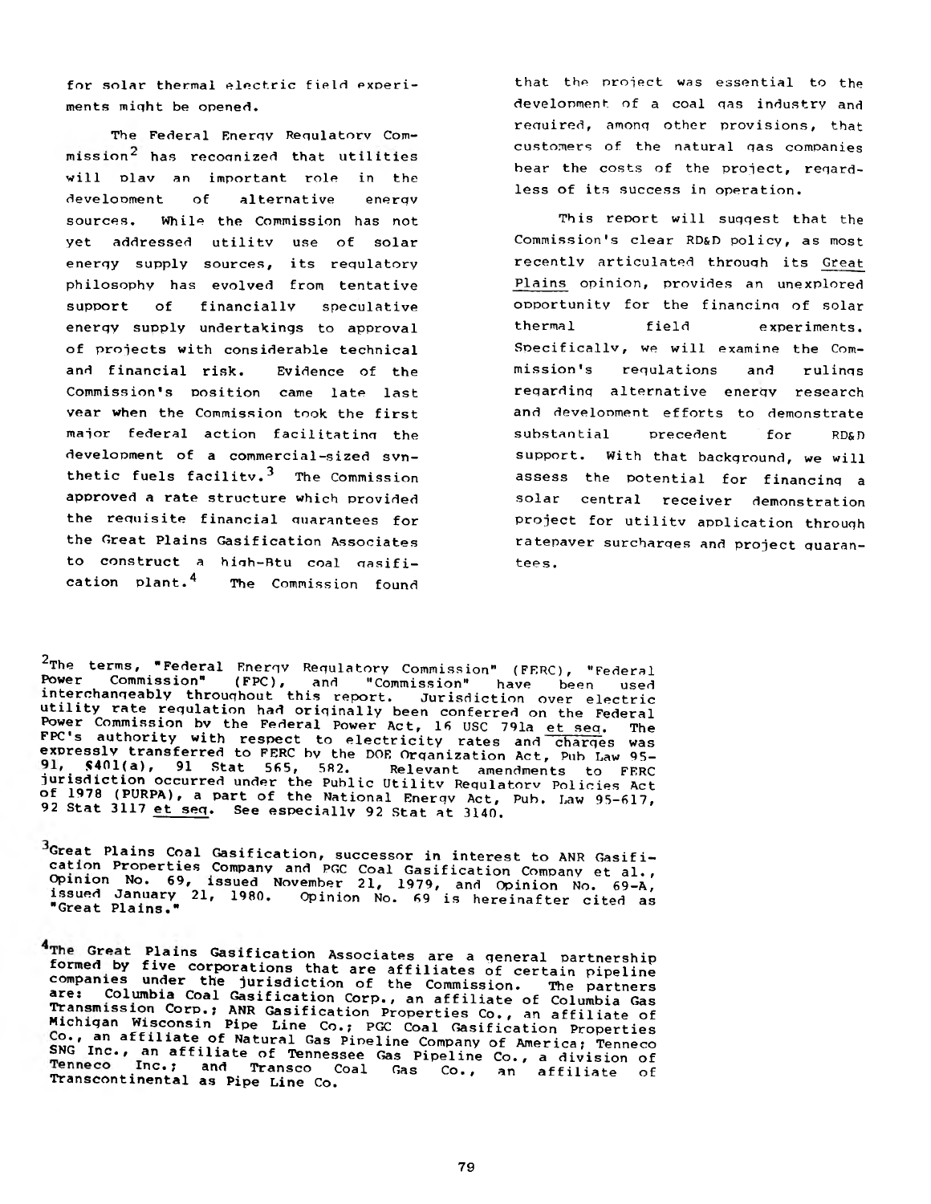for solar thermal electric field experiments might be opened.

The Federal Energy Regulatory Commission[2] has recognized that utilities will play an important role in the development of alternative energy sources. While the Commission has not yet addressed utility use of solar energy supply sources, its regulatory philosophy has evolved from tentative support of financially speculative energy supply undertakings to approval of projects with considerable technical and financial risk. Evidence of the Commission's position came late last year when the Commission took the first major federal action facilitating the development of a commercial-sized synthetic fuels facility.[3] The Commission approved a rate structure which provided the requisite financial guarantees for the Great Plains Gasification Associates to construct a high-Btu coal gasification plant.[4] The Commission found that the project was essential to the development of a coal gas industry and required, among other provisions, that customers of the natural gas companies bear the costs of the project, regardless of its success in operation.

This report will suggest that the Commission's clear RD&D policy, as most recently articulated through its Great Plains opinion, provides an unexplored opportunity for the financing of solar thermal field experiments. Specifically, we will examine the Commission's regulations and rulings regarding alternative energy research and development efforts to demonstrate substantial precedent for RD&D support. With that background, we will assess the potential for financing a solar central receiver demonstration project for utility application through ratepayer surcharges and project guarantees.

---

[2] The terms, "Federal Energy Regulatory Commission" (FERC), "Federal Power Commission" (FPC), and "Commission" have been used interchangeably throughout this report. Jurisdiction over electric utility rate regulation had originally been conferred on the Federal Power Commission by the Federal Power Act, 16 USC 791a et seq. The FPC's authority with respect to electricity rates and charges was expressly transferred to FERC by the DOE Organization Act, Pub Law 95-91, §401(a), 91 Stat 565, 582. Relevant amendments to FERC jurisdiction occurred under the Public Utility Regulatory Policies Act of 1978 (PURPA), a part of the National Energy Act, Pub. Law 95-617, 92 Stat 3117 et seq. See especially 92 Stat at 3140.

[3] Great Plains Coal Gasification, successor in interest to ANR Gasification Properties Company and PGC Coal Gasification Company et al., Opinion No. 69, issued November 21, 1979, and Opinion No. 69-A, issued January 21, 1980. Opinion No. 69 is hereinafter cited as "Great Plains."

[4] The Great Plains Gasification Associates are a general partnership formed by five corporations that are affiliates of certain pipeline companies under the jurisdiction of the Commission. The partners are: Columbia Coal Gasification Corp., an affiliate of Columbia Gas Transmission Corp.; ANR Gasification Properties Co., an affiliate of Michigan Wisconsin Pipe Line Co.; PGC Coal Gasification Properties Co., an affiliate of Natural Gas Pipeline Company of America; Tenneco SNG Inc., an affiliate of Tennessee Gas Pipeline Co., a division of Tenneco Inc.; and Transco Coal Gas Co., an affiliate of Transcontinental as Pipe Line Co.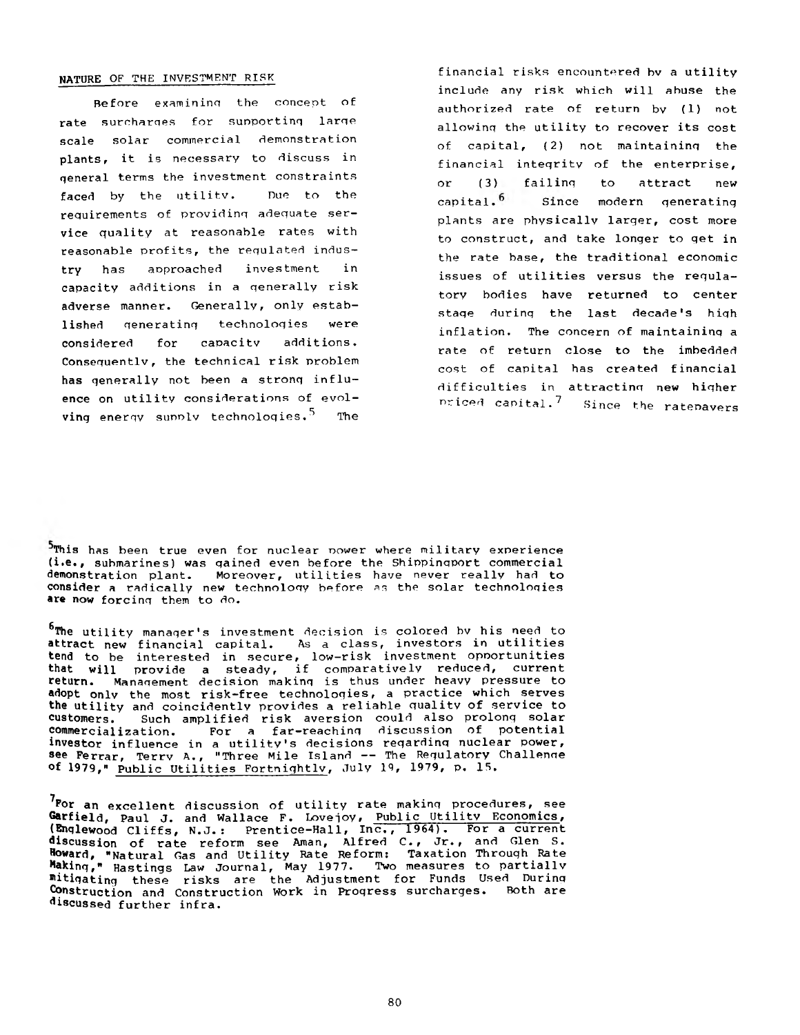## NATURE OF THE INVESTMENT RISK

Before examining the concept of rate surcharges for supporting large scale solar commercial demonstration plants, it is necessary to discuss in general terms the investment constraints faced by the utility. Due to the requirements of providing adequate service quality at reasonable rates with reasonable profits, the regulated industry has approached investment in capacity additions in a generally risk adverse manner. Generally, only established generating technologies were considered for capacity additions. Consequently, the technical risk problem has generally not been a strong influence on utility considerations of evolving energy supply technologies.[5] The financial risks encountered by a utility include any risk which will abuse the authorized rate of return by (1) not allowing the utility to recover its cost of capital, (2) not maintaining the financial integrity of the enterprise, or (3) failing to attract new capital.[6] Since modern generating plants are physically larger, cost more to construct, and take longer to get in the rate base, the traditional economic issues of utilities versus the regulatory bodies have returned to center stage during the last decade's high inflation. The concern of maintaining a rate of return close to the imbedded cost of capital has created financial difficulties in attracting new higher priced capital.[7] Since the ratepayers

---

[5] This has been true even for nuclear power where military experience (i.e., submarines) was gained even before the Shippingport commercial demonstration plant. Moreover, utilities have never really had to consider a radically new technology before as the solar technologies are now forcing them to do.

[6] The utility manager's investment decision is colored by his need to attract new financial capital. As a class, investors in utilities tend to be interested in secure, low-risk investment opportunities that will provide a steady, if comparatively reduced, current return. Management decision making is thus under heavy pressure to adopt only the most risk-free technologies, a practice which serves the utility and coincidently provides a reliable quality of service to customers. Such amplified risk aversion could also prolong solar commercialization. For a far-reaching discussion of potential investor influence in a utility's decisions regarding nuclear power, see Ferrar, Terry A., "Three Mile Island -- The Regulatory Challenge of 1979," Public Utilities Fortnightly, July 19, 1979, p. 15.

[7] For an excellent discussion of utility rate making procedures, see Garfield, Paul J. and Wallace F. Lovejoy, Public Utility Economics, (Englewood Cliffs, N.J.: Prentice-Hall, Inc., 1964). For a current discussion of rate reform see Aman, Alfred C., Jr., and Glen S. Howard, "Natural Gas and Utility Rate Reform: Taxation Through Rate Making," Hastings Law Journal, May 1977. Two measures to partially mitigating these risks are the Adjustment for Funds Used During Construction and Construction Work in Progress surcharges. Both are discussed further infra.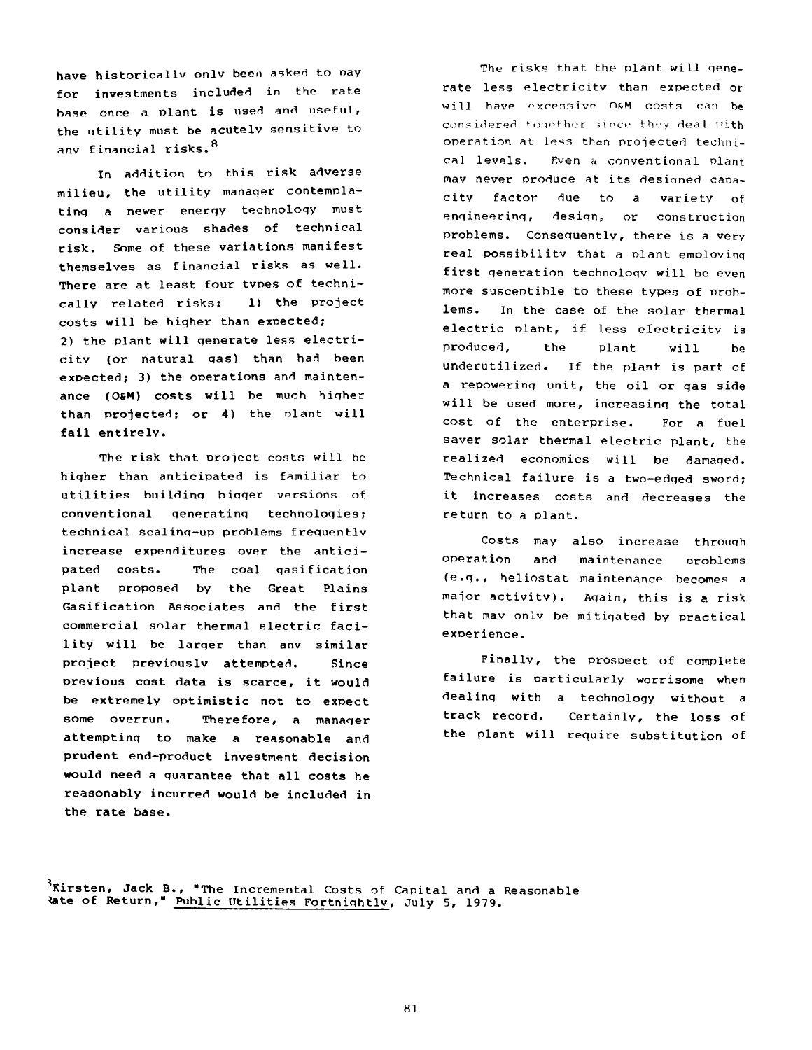have historically only been asked to pay for investments included in the rate base once a plant is used and useful, the utility must be acutely sensitive to any financial risks.[8]

In addition to this risk adverse milieu, the utility manager contemplating a newer energy technology must consider various shades of technical risk. Some of these variations manifest themselves as financial risks as well. There are at least four types of technically related risks: 1) the project costs will be higher than expected; 2) the plant will generate less electricity (or natural gas) than had been expected; 3) the operations and maintenance (O&M) costs will be much higher than projected; or 4) the plant will fail entirely.

The risk that project costs will be higher than anticipated is familiar to utilities building bigger versions of conventional generating technologies; technical scaling-up problems frequently increase expenditures over the anticipated costs. The coal gasification plant proposed by the Great Plains Gasification Associates and the first commercial solar thermal electric facility will be larger than any similar project previously attempted. Since previous cost data is scarce, it would be extremely optimistic not to expect some overrun. Therefore, a manager attempting to make a reasonable and prudent end-product investment decision would need a guarantee that all costs he reasonably incurred would be included in the rate base.

The risks that the plant will generate less electricity than expected or will have excessive O&M costs can be considered together since they deal with operation at less than projected technical levels. Even a conventional plant may never produce at its designed capacity factor due to a variety of engineering, design, or construction problems. Consequently, there is a very real possibility that a plant employing first generation technology will be even more susceptible to these types of problems. In the case of the solar thermal electric plant, if less electricity is produced, the plant will be underutilized. If the plant is part of a repowering unit, the oil or gas side will be used more, increasing the total cost of the enterprise. For a fuel saver solar thermal electric plant, the realized economics will be damaged. Technical failure is a two-edged sword; it increases costs and decreases the return to a plant.

Costs may also increase through operation and maintenance problems (e.g., heliostat maintenance becomes a major activity). Again, this is a risk that may only be mitigated by practical experience.

Finally, the prospect of complete failure is particularly worrisome when dealing with a technology without a track record. Certainly, the loss of the plant will require substitution of

[8]Kirsten, Jack B., "The Incremental Costs of Capital and a Reasonable Rate of Return," Public Utilities Fortnightly, July 5, 1979.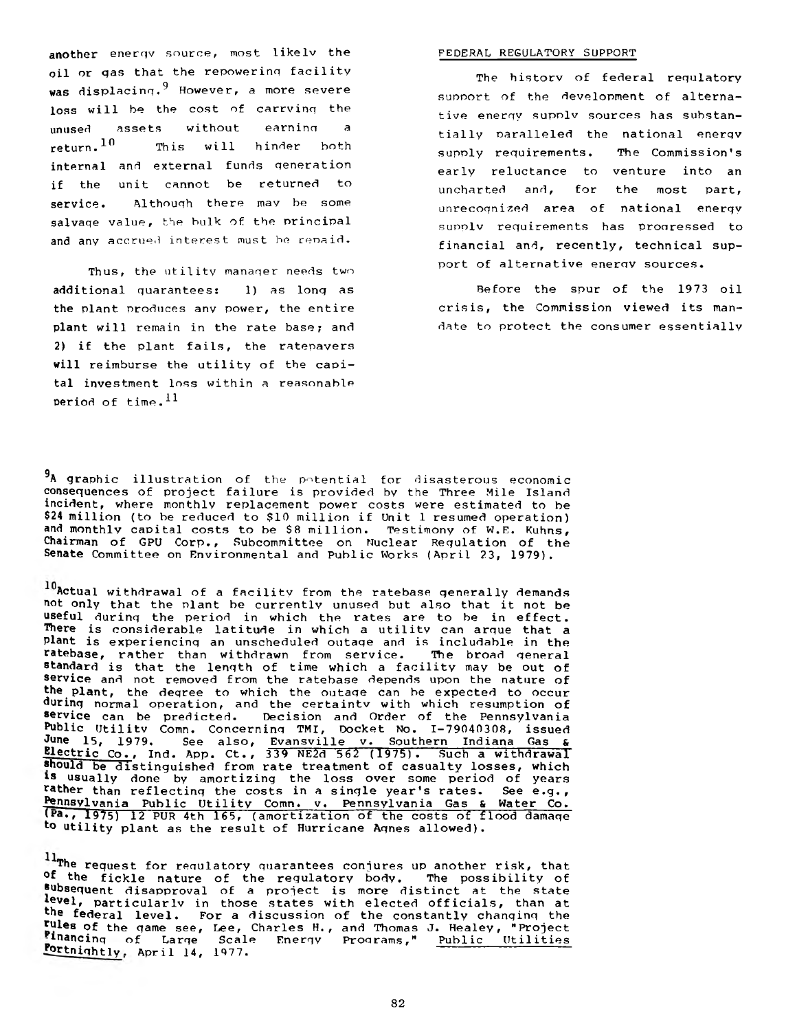another energy source, most likely the oil or gas that the repowering facility was displacing.[9] However, a more severe loss will be the cost of carrying the unused assets without earning a return.[10] This will hinder both internal and external funds generation if the unit cannot be returned to service. Although there may be some salvage value, the bulk of the principal and any accrued interest must be repaid.

Thus, the utility manager needs two additional guarantees: 1) as long as the plant produces any power, the entire plant will remain in the rate base; and 2) if the plant fails, the ratepayers will reimburse the utility of the capital investment loss within a reasonable period of time.[11]

FEDERAL REGULATORY SUPPORT

The history of federal regulatory support of the development of alternative energy supply sources has substantially paralleled the national energy supply requirements. The Commission's early reluctance to venture into an uncharted and, for the most part, unrecognized area of national energy supply requirements has progressed to financial and, recently, technical support of alternative energy sources.

Before the spur of the 1973 oil crisis, the Commission viewed its mandate to protect the consumer essentially

---

[9] A graphic illustration of the potential for disasterous economic consequences of project failure is provided by the Three Mile Island incident, where monthly replacement power costs were estimated to be $24 million (to be reduced to $10 million if Unit 1 resumed operation) and monthly capital costs to be $8 million. Testimony of W.E. Kuhns, Chairman of GPU Corp., Subcommittee on Nuclear Regulation of the Senate Committee on Environmental and Public Works (April 23, 1979).

[10] Actual withdrawal of a facility from the ratebase generally demands not only that the plant be currently unused but also that it not be useful during the period in which the rates are to be in effect. There is considerable latitude in which a utility can argue that a plant is experiencing an unscheduled outage and is includable in the ratebase, rather than withdrawn from service. The broad general standard is that the length of time which a facility may be out of service and not removed from the ratebase depends upon the nature of the plant, the degree to which the outage can be expected to occur during normal operation, and the certainty with which resumption of service can be predicted. Decision and Order of the Pennsylvania Public Utility Comn. Concerning TMI, Docket No. I-79040308, issued June 15, 1979. See also, Evansville v. Southern Indiana Gas & Electric Co., Ind. App. Ct., 339 NE2d 562 (1975). Such a withdrawal should be distinguished from rate treatment of casualty losses, which is usually done by amortizing the loss over some period of years rather than reflecting the costs in a single year's rates. See e.g., Pennsylvania Public Utility Comn. v. Pennsylvania Gas & Water Co. (Pa., 1975) 12 PUR 4th 165, (amortization of the costs of flood damage to utility plant as the result of Hurricane Agnes allowed).

[11] The request for regulatory guarantees conjures up another risk, that of the fickle nature of the regulatory body. The possibility of subsequent disapproval of a project is more distinct at the state level, particularly in those states with elected officials, than at the federal level. For a discussion of the constantly changing the rules of the game see, Lee, Charles H., and Thomas J. Healey, "Project Financing of Large Scale Energy Programs," Public Utilities Fortnightly, April 14, 1977.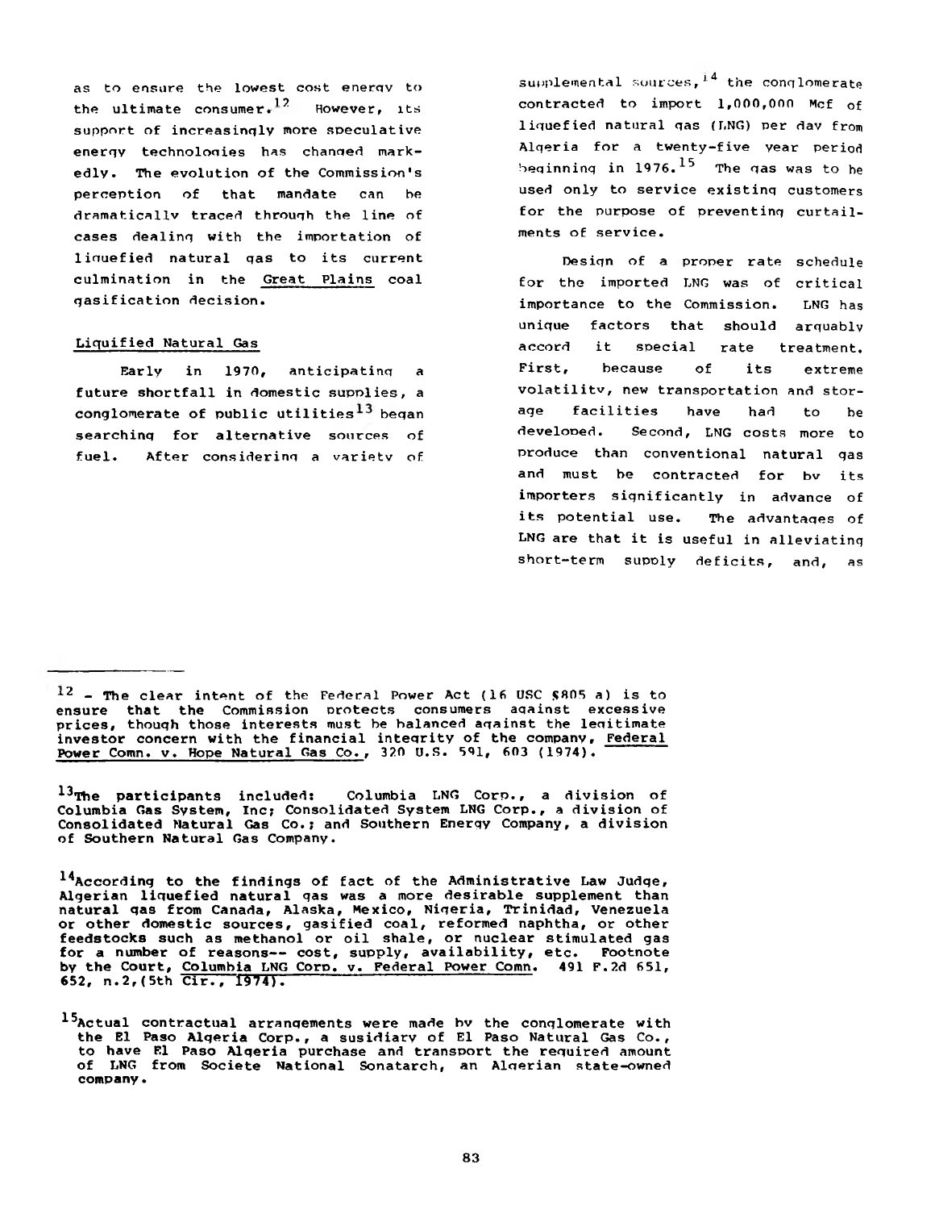as to ensure the lowest cost energy to the ultimate consumer.[12] However, its support of increasingly more speculative energy technologies has changed markedly. The evolution of the Commission's perception of that mandate can be dramatically traced through the line of cases dealing with the importation of liquefied natural gas to its current culmination in the Great Plains coal gasification decision.

## Liquified Natural Gas

Early in 1970, anticipating a future shortfall in domestic supplies, a conglomerate of public utilities[13] began searching for alternative sources of fuel. After considering a variety of supplemental sources,[14] the conglomerate contracted to import 1,000,000 Mcf of liquefied natural gas (LNG) per day from Algeria for a twenty-five year period beginning in 1976.[15] The gas was to be used only to service existing customers for the purpose of preventing curtailments of service.

Design of a proper rate schedule for the imported LNG was of critical importance to the Commission. LNG has unique factors that should arguably accord it special rate treatment. First, because of its extreme volatility, new transportation and storage facilities have had to be developed. Second, LNG costs more to produce than conventional natural gas and must be contracted for by its importers significantly in advance of its potential use. The advantages of LNG are that it is useful in alleviating short-term supply deficits, and, as

---

[12] - The clear intent of the Federal Power Act (16 USC §805 a) is to ensure that the Commission protects consumers against excessive prices, though those interests must be balanced against the legitimate investor concern with the financial integrity of the company, Federal Power Comn. v. Hope Natural Gas Co., 320 U.S. 591, 603 (1974).

[13] The participants included: Columbia LNG Corp., a division of Columbia Gas System, Inc; Consolidated System LNG Corp., a division of Consolidated Natural Gas Co.; and Southern Energy Company, a division of Southern Natural Gas Company.

[14] According to the findings of fact of the Administrative Law Judge, Algerian liquefied natural gas was a more desirable supplement than natural gas from Canada, Alaska, Mexico, Nigeria, Trinidad, Venezuela or other domestic sources, gasified coal, reformed naphtha, or other feedstocks such as methanol or oil shale, or nuclear stimulated gas for a number of reasons-- cost, supply, availability, etc. Footnote by the Court, Columbia LNG Corp. v. Federal Power Comn. 491 F.2d 651, 652, n.2,(5th Cir., 1974).

[15] Actual contractual arrangements were made by the conglomerate with the El Paso Algeria Corp., a susidiary of El Paso Natural Gas Co., to have El Paso Algeria purchase and transport the required amount of LNG from Societe National Sonatarch, an Algerian state-owned company.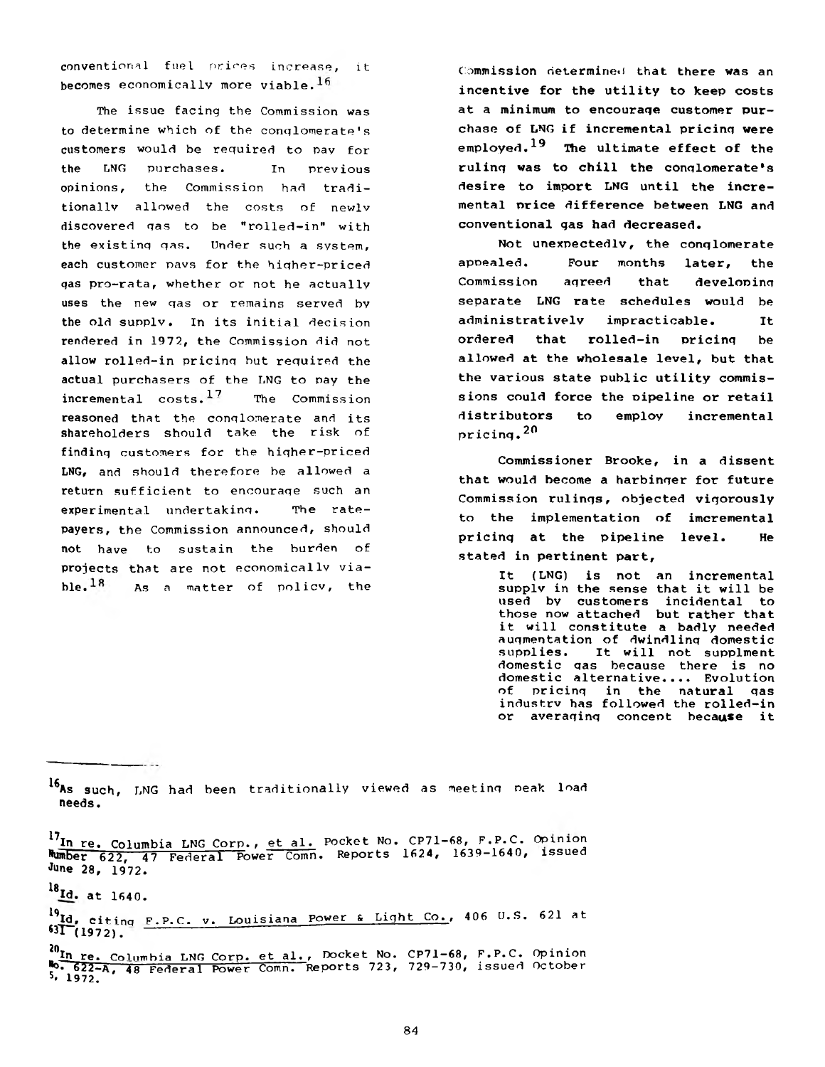conventional fuel prices increase, it becomes economically more viable.[16]

The issue facing the Commission was to determine which of the conglomerate's customers would be required to pay for the LNG purchases. In previous opinions, the Commission had traditionally allowed the costs of newly discovered gas to be "rolled-in" with the existing gas. Under such a system, each customer pays for the higher-priced gas pro-rata, whether or not he actually uses the new gas or remains served by the old supply. In its initial decision rendered in 1972, the Commission did not allow rolled-in pricing but required the actual purchasers of the LNG to pay the incremental costs.[17] The Commission reasoned that the conglomerate and its shareholders should take the risk of finding customers for the higher-priced LNG, and should therefore be allowed a return sufficient to encourage such an experimental undertaking. The ratepayers, the Commission announced, should not have to sustain the burden of projects that are not economically viable.[18] As a matter of policy, the Commission determined that there was an incentive for the utility to keep costs at a minimum to encourage customer purchase of LNG if incremental pricing were employed.[19] The ultimate effect of the ruling was to chill the conglomerate's desire to import LNG until the incremental price difference between LNG and conventional gas had decreased.

Not unexpectedly, the conglomerate appealed. Four months later, the Commission agreed that developing separate LNG rate schedules would be administratively impracticable. It ordered that rolled-in pricing be allowed at the wholesale level, but that the various state public utility commissions could force the pipeline or retail distributors to employ incremental pricing.[20]

Commissioner Brooke, in a dissent that would become a harbinger for future Commission rulings, objected vigorously to the implementation of imcremental pricing at the pipeline level. He stated in pertinent part,

> It (LNG) is not an incremental supply in the sense that it will be used by customers incidental to those now attached but rather that it will constitute a badly needed augmentation of dwindling domestic supplies. It will not supplment domestic gas because there is no domestic alternative.... Evolution of pricing in the natural gas industry has followed the rolled-in or averaging concept because it

---

[16]As such, LNG had been traditionally viewed as meeting peak load needs.

[17]In re. Columbia LNG Corp., et al. Docket No. CP71-68, F.P.C. Opinion Number 622, 47 Federal Power Comn. Reports 1624, 1639-1640, issued June 28, 1972.

[18]Id. at 1640.

[19]Id, citing F.P.C. v. Louisiana Power & Light Co., 406 U.S. 621 at 631 (1972).

[20]In re. Columbia LNG Corp. et al., Docket No. CP71-68, F.P.C. Opinion No. 622-A, 48 Federal Power Comn. Reports 723, 729-730, issued October 5, 1972.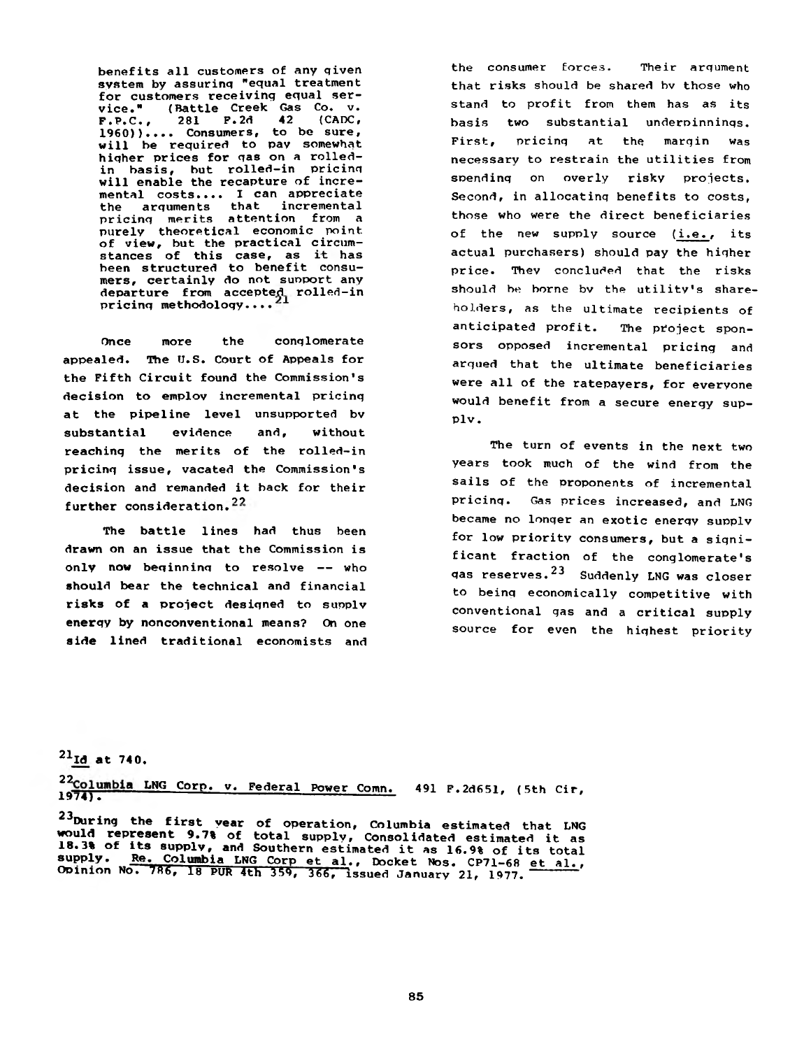> benefits all customers of any given system by assuring "equal treatment for customers receiving equal service." (Battle Creek Gas Co. v. F.P.C., 281 F.2d 42 (CADC, 1960)).... Consumers, to be sure, will be required to pay somewhat higher prices for gas on a rolled-in basis, but rolled-in pricing will enable the recapture of incremental costs.... I can appreciate the arguments that incremental pricing merits attention from a purely theoretical economic point of view, but the practical circumstances of this case, as it has been structured to benefit consumers, certainly do not support any departure from accepted rolled-in pricing methodology....[21]

Once more the conglomerate appealed. The U.S. Court of Appeals for the Fifth Circuit found the Commission's decision to employ incremental pricing at the pipeline level unsupported by substantial evidence and, without reaching the merits of the rolled-in pricing issue, vacated the Commission's decision and remanded it back for their further consideration.[22]

The battle lines had thus been drawn on an issue that the Commission is only now beginning to resolve -- who should bear the technical and financial risks of a project designed to supply energy by nonconventional means? On one side lined traditional economists and the consumer forces. Their argument that risks should be shared by those who stand to profit from them has as its basis two substantial underpinnings. First, pricing at the margin was necessary to restrain the utilities from spending on overly risky projects. Second, in allocating benefits to costs, those who were the direct beneficiaries of the new supply source (i.e., its actual purchasers) should pay the higher price. They concluded that the risks should be borne by the utility's shareholders, as the ultimate recipients of anticipated profit. The project sponsors opposed incremental pricing and argued that the ultimate beneficiaries were all of the ratepayers, for everyone would benefit from a secure energy supply.

The turn of events in the next two years took much of the wind from the sails of the proponents of incremental pricing. Gas prices increased, and LNG became no longer an exotic energy supply for low priority consumers, but a significant fraction of the conglomerate's gas reserves.[23] Suddenly LNG was closer to being economically competitive with conventional gas and a critical supply source for even the highest priority

---

[21] Id at 740.

[22] Columbia LNG Corp. v. Federal Power Comn. 491 F.2d651, (5th Cir, 1974).

[23] During the first year of operation, Columbia estimated that LNG would represent 9.7% of total supply, Consolidated estimated it as 18.3% of its supply, and Southern estimated it as 16.9% of its total supply. Re. Columbia LNG Corp et al., Docket Nos. CP71-68 et al., Opinion No. 786, 18 PUR 4th 359, 366, issued January 21, 1977.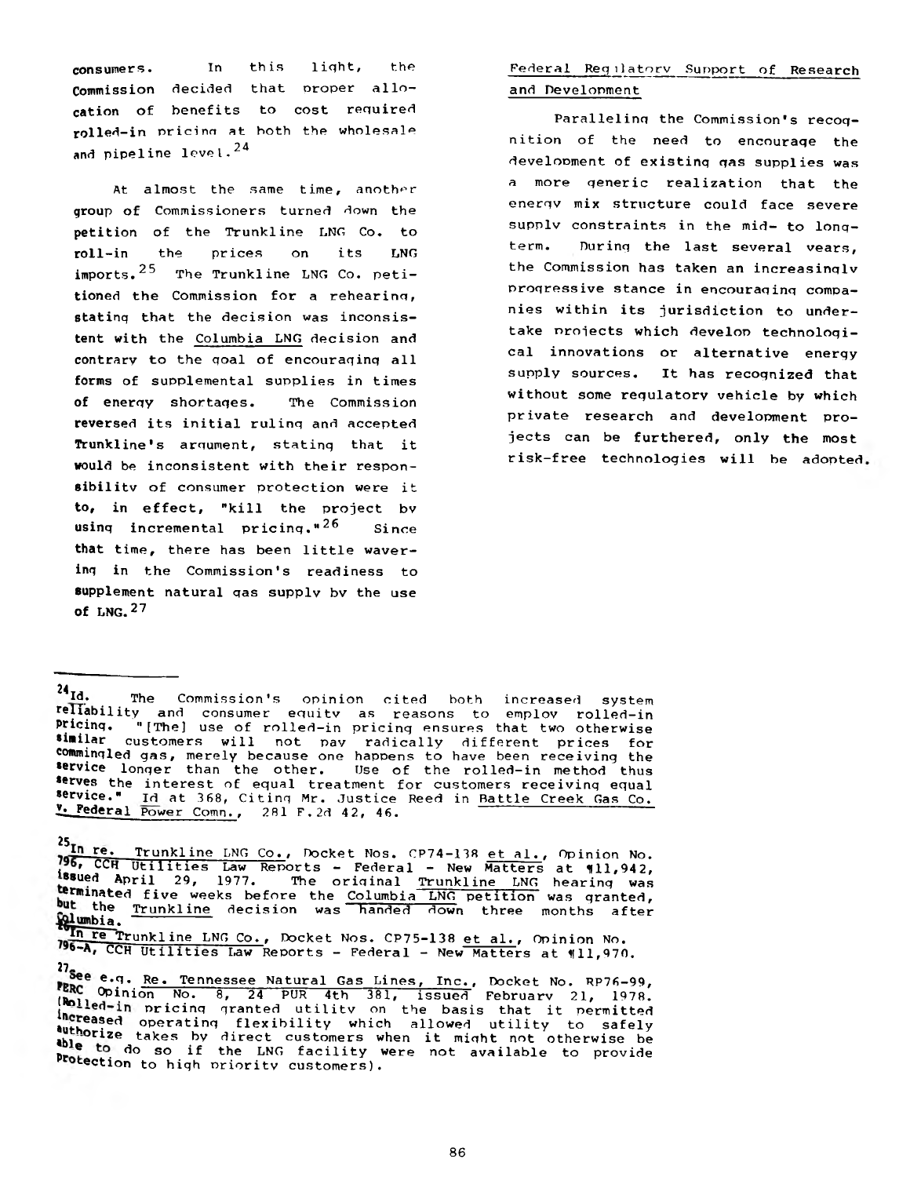consumers. In this light, the Commission decided that proper allocation of benefits to cost required rolled-in pricing at both the wholesale and pipeline level.[24]

At almost the same time, another group of Commissioners turned down the petition of the Trunkline LNG Co. to roll-in the prices on its LNG imports.[25] The Trunkline LNG Co. petitioned the Commission for a rehearing, stating that the decision was inconsistent with the Columbia LNG decision and contrary to the goal of encouraging all forms of supplemental supplies in times of energy shortages. The Commission reversed its initial ruling and accepted Trunkline's argument, stating that it would be inconsistent with their responsibility of consumer protection were it to, in effect, "kill the project by using incremental pricing."[26] Since that time, there has been little wavering in the Commission's readiness to supplement natural gas supply by the use of LNG.[27]

## Federal Regulatory Support of Research and Development

Paralleling the Commission's recognition of the need to encourage the development of existing gas supplies was a more generic realization that the energy mix structure could face severe supply constraints in the mid- to long-term. During the last several years, the Commission has taken an increasingly progressive stance in encouraging companies within its jurisdiction to undertake projects which develop technological innovations or alternative energy supply sources. It has recognized that without some regulatory vehicle by which private research and development projects can be furthered, only the most risk-free technologies will be adopted.

---

[24] Id. The Commission's opinion cited both increased system reliability and consumer equity as reasons to employ rolled-in pricing. "[The] use of rolled-in pricing ensures that two otherwise similar customers will not pay radically different prices for commingled gas, merely because one happens to have been receiving the service longer than the other. Use of the rolled-in method thus serves the interest of equal treatment for customers receiving equal service." Id at 368, Citing Mr. Justice Reed in Battle Creek Gas Co. v. Federal Power Comn., 281 F.2d 42, 46.

[25] In re. Trunkline LNG Co., Docket Nos. CP74-138 et al., Opinion No. 796, CCH Utilities Law Reports - Federal - New Matters at ¶11,942, issued April 29, 1977. The original Trunkline LNG hearing was terminated five weeks before the Columbia LNG petition was granted, but the Trunkline decision was handed down three months after Columbia.

[26] In re Trunkline LNG Co., Docket Nos. CP75-138 et al., Opinion No. 796-A, CCH Utilities Law Reports - Federal - New Matters at ¶11,970.

[27] See e.g. Re. Tennessee Natural Gas Lines, Inc., Docket No. RP76-99, FERC Opinion No. 8, 24 PUR 4th 381, issued February 21, 1978. (Rolled-in pricing granted utility on the basis that it permitted increased operating flexibility which allowed utility to safely authorize takes by direct customers when it might not otherwise be able to do so if the LNG facility were not available to provide protection to high priority customers).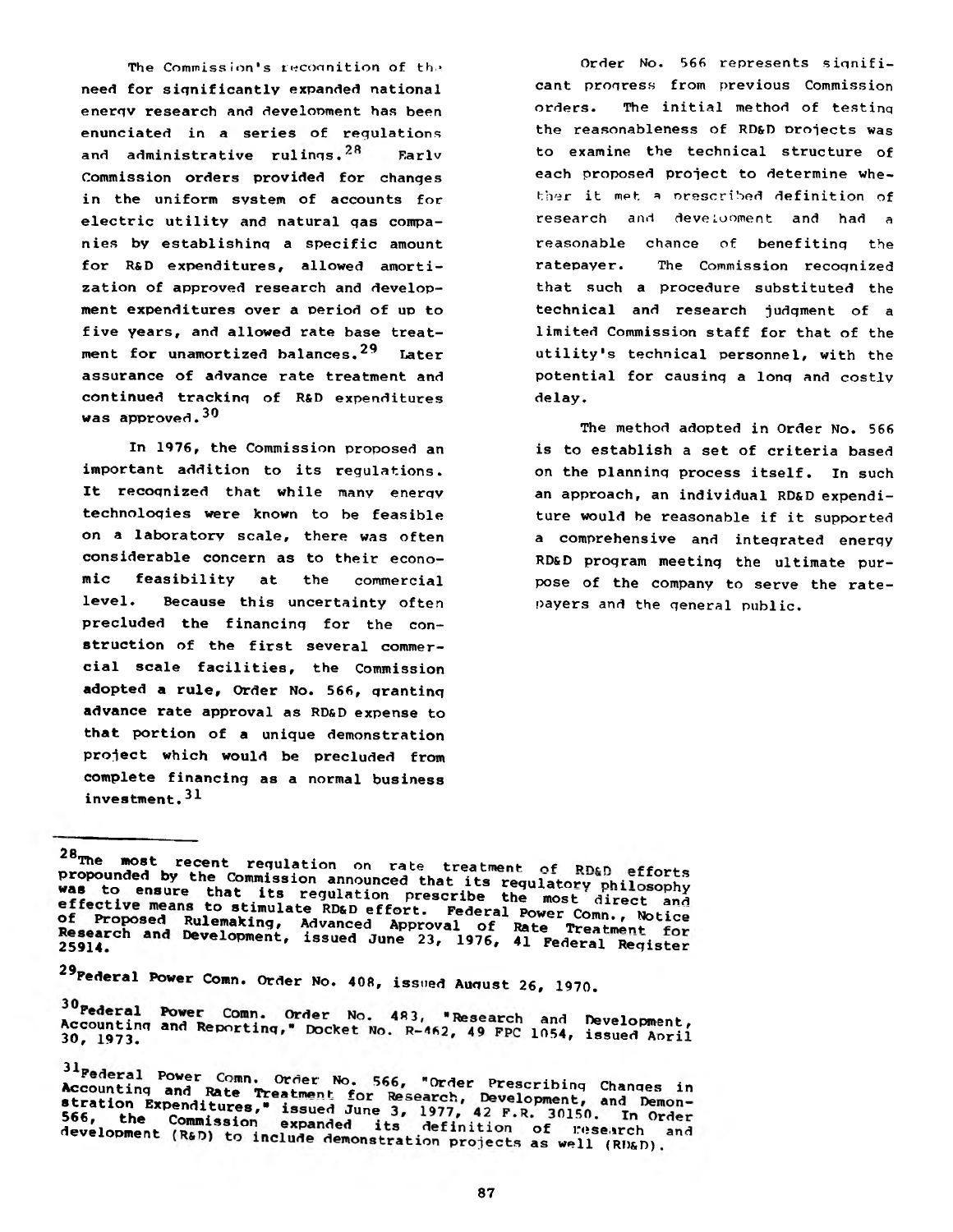The Commission's recognition of the need for significantly expanded national energy research and development has been enunciated in a series of regulations and administrative rulings.[28] Early Commission orders provided for changes in the uniform system of accounts for electric utility and natural gas companies by establishing a specific amount for R&D expenditures, allowed amortization of approved research and development expenditures over a period of up to five years, and allowed rate base treatment for unamortized balances.[29] Later assurance of advance rate treatment and continued tracking of R&D expenditures was approved.[30]

In 1976, the Commission proposed an important addition to its regulations. It recognized that while many energy technologies were known to be feasible on a laboratory scale, there was often considerable concern as to their economic feasibility at the commercial level. Because this uncertainty often precluded the financing for the construction of the first several commercial scale facilities, the Commission adopted a rule, Order No. 566, granting advance rate approval as RD&D expense to that portion of a unique demonstration project which would be precluded from complete financing as a normal business investment.[31]

Order No. 566 represents significant progress from previous Commission orders. The initial method of testing the reasonableness of RD&D projects was to examine the technical structure of each proposed project to determine whether it met a prescribed definition of research and development and had a reasonable chance of benefiting the ratepayer. The Commission recognized that such a procedure substituted the technical and research judgment of a limited Commission staff for that of the utility's technical personnel, with the potential for causing a long and costly delay.

The method adopted in Order No. 566 is to establish a set of criteria based on the planning process itself. In such an approach, an individual RD&D expenditure would be reasonable if it supported a comprehensive and integrated energy RD&D program meeting the ultimate purpose of the company to serve the ratepayers and the general public.

---

[28] The most recent regulation on rate treatment of RD&D efforts propounded by the Commission announced that its regulatory philosophy was to ensure that its regulation prescribe the most direct and effective means to stimulate RD&D effort. Federal Power Comn., Notice of Proposed Rulemaking, Advanced Approval of Rate Treatment for Research and Development, issued June 23, 1976, 41 Federal Register 25914.

[29] Federal Power Comn. Order No. 408, issued August 26, 1970.

[30] Federal Power Comn. Order No. 483, "Research and Development, Accounting and Reporting," Docket No. R-462, 49 FPC 1054, issued April 30, 1973.

[31] Federal Power Comn. Order No. 566, "Order Prescribing Changes in Accounting and Rate Treatment for Research, Development, and Demonstration Expenditures," issued June 3, 1977, 42 F.R. 30150. In Order 566, the Commission expanded its definition of research and development (R&D) to include demonstration projects as well (RD&D).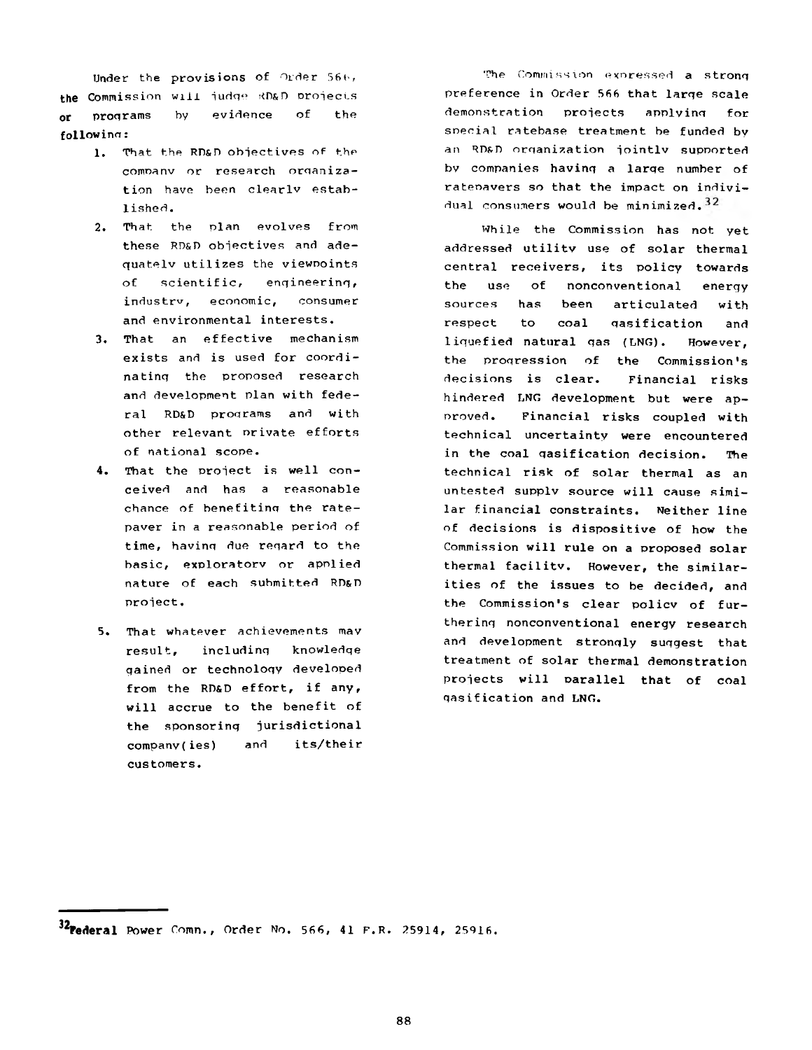Under the provisions of Order 566, the Commission will judge RD&D projects or programs by evidence of the following:

1. That the RD&D objectives of the company or research organization have been clearly established.
2. That the plan evolves from these RD&D objectives and adequately utilizes the viewpoints of scientific, engineering, industry, economic, consumer and environmental interests.
3. That an effective mechanism exists and is used for coordinating the proposed research and development plan with federal RD&D programs and with other relevant private efforts of national scope.
4. That the project is well conceived and has a reasonable chance of benefiting the ratepayer in a reasonable period of time, having due regard to the basic, exploratory or applied nature of each submitted RD&D project.
5. That whatever achievements may result, including knowledge gained or technology developed from the RD&D effort, if any, will accrue to the benefit of the sponsoring jurisdictional company(ies) and its/their customers.

The Commission expressed a strong preference in Order 566 that large scale demonstration projects applying for special ratebase treatment be funded by an RD&D organization jointly supported by companies having a large number of ratepayers so that the impact on individual consumers would be minimized.[32]

While the Commission has not yet addressed utility use of solar thermal central receivers, its policy towards the use of nonconventional energy sources has been articulated with respect to coal gasification and liquefied natural gas (LNG). However, the progression of the Commission's decisions is clear. Financial risks hindered LNG development but were approved. Financial risks coupled with technical uncertainty were encountered in the coal gasification decision. The technical risk of solar thermal as an untested supply source will cause similar financial constraints. Neither line of decisions is dispositive of how the Commission will rule on a proposed solar thermal facility. However, the similarities of the issues to be decided, and the Commission's clear policy of furthering nonconventional energy research and development strongly suggest that treatment of solar thermal demonstration projects will parallel that of coal gasification and LNG.

---

[32] Federal Power Comn., Order No. 566, 41 F.R. 25914, 25916.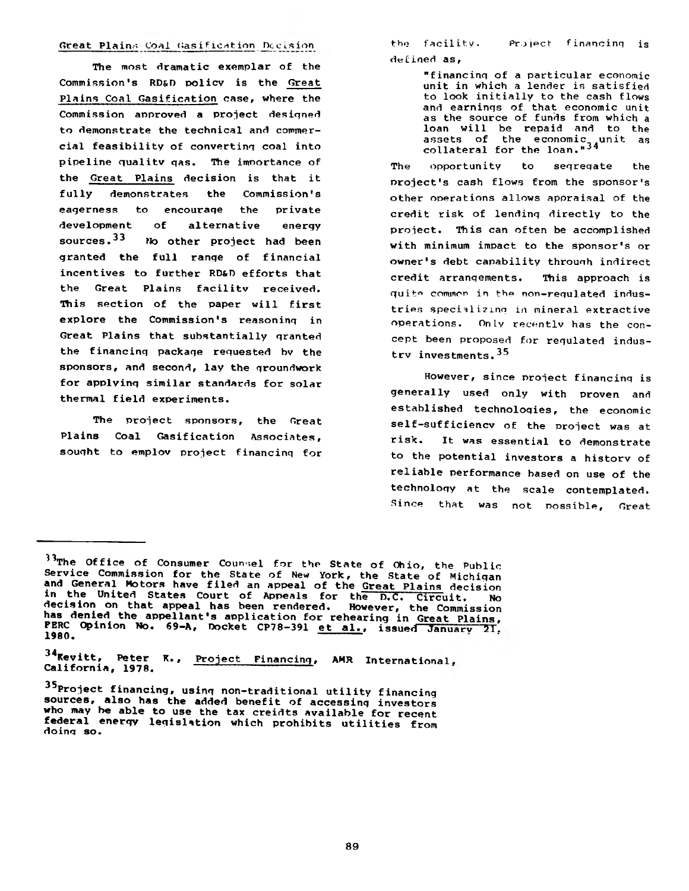## Great Plains Coal Gasification Decision

The most dramatic exemplar of the Commission's RD&D policy is the Great Plains Coal Gasification case, where the Commission approved a project designed to demonstrate the technical and commercial feasibility of converting coal into pipeline quality gas. The importance of the Great Plains decision is that it fully demonstrates the Commission's eagerness to encourage the private development of alternative energy sources.[33] No other project had been granted the full range of financial incentives to further RD&D efforts that the Great Plains facility received. This section of the paper will first explore the Commission's reasoning in Great Plains that substantially granted the financing package requested by the sponsors, and second, lay the groundwork for applying similar standards for solar thermal field experiments.

The project sponsors, the Great Plains Coal Gasification Associates, sought to employ project financing for the facility. Project financing is defined as,

> "financing of a particular economic unit in which a lender is satisfied to look initially to the cash flows and earnings of that economic unit as the source of funds from which a loan will be repaid and to the assets of the economic unit as collateral for the loan."[34]

The opportunity to segregate the project's cash flows from the sponsor's other operations allows appraisal of the credit risk of lending directly to the project. This can often be accomplished with minimum impact to the sponsor's or owner's debt capability through indirect credit arrangements. This approach is quite common in the non-regulated industries specializing in mineral extractive operations. Only recently has the concept been proposed for regulated industry investments.[35]

However, since project financing is generally used only with proven and established technologies, the economic self-sufficiency of the project was at risk. It was essential to demonstrate to the potential investors a history of reliable performance based on use of the technology at the scale contemplated. Since that was not possible, Great

---

[33] The Office of Consumer Counsel for the State of Ohio, the Public Service Commission for the State of New York, the State of Michigan and General Motors have filed an appeal of the Great Plains decision in the United States Court of Appeals for the D.C. Circuit. No decision on that appeal has been rendered. However, the Commission has denied the appellant's application for rehearing in Great Plains, FERC Opinion No. 69-A, Docket CP78-391 et al., issued January 21, 1980.

[34] Kevitt, Peter K., Project Financing, AMR International, California, 1978.

[35] Project financing, using non-traditional utility financing sources, also has the added benefit of accessing investors who may be able to use the tax creidts available for recent federal energy legislation which prohibits utilities from doing so.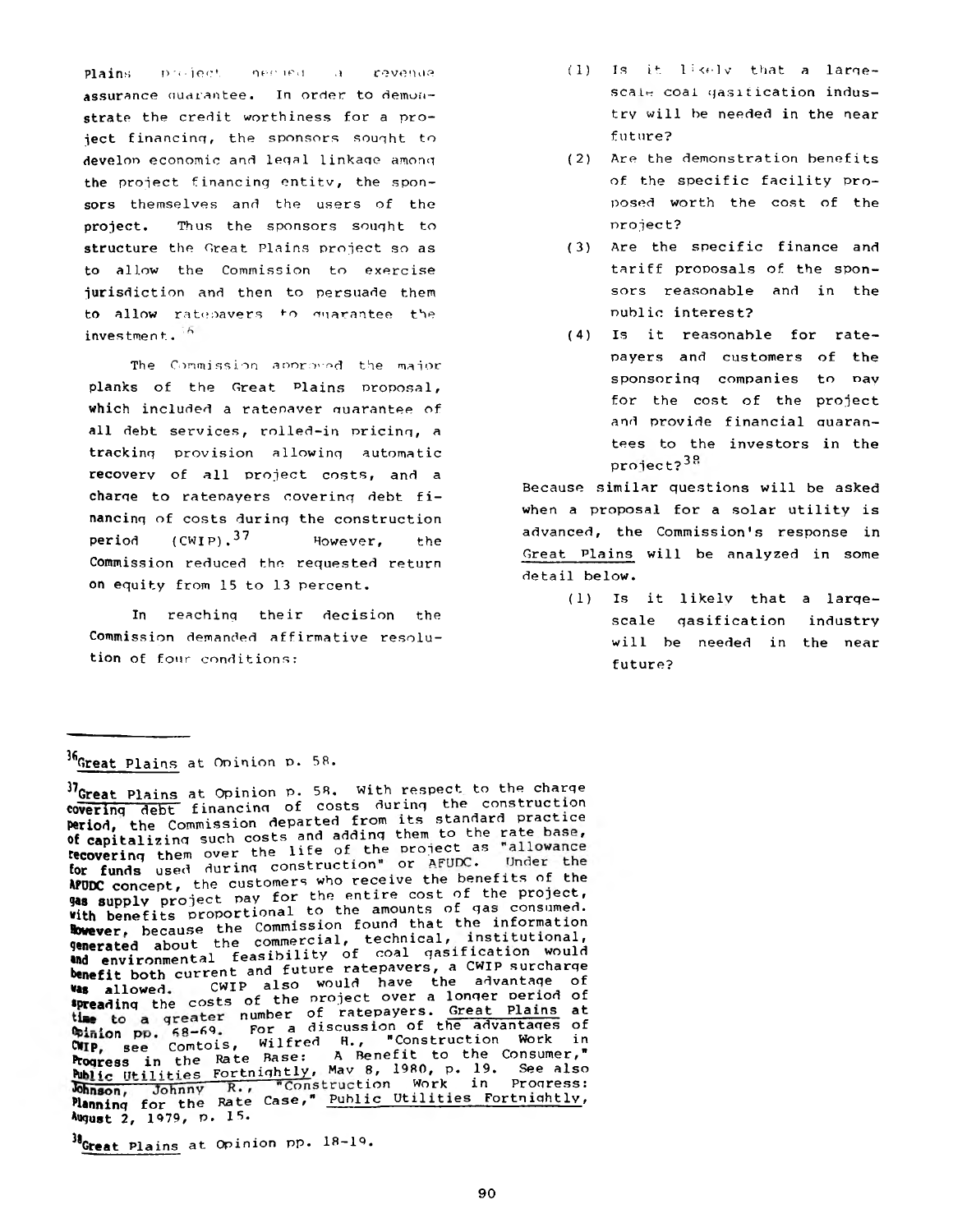Plains project needed a revenue assurance guarantee. In order to demonstrate the credit worthiness for a project financing, the sponsors sought to develop economic and legal linkage among the project financing entity, the sponsors themselves and the users of the project. Thus the sponsors sought to structure the Great Plains project so as to allow the Commission to exercise jurisdiction and then to persuade them to allow ratepayers to guarantee the investment.[36]

The Commission approved the major planks of the Great Plains proposal, which included a ratepayer guarantee of all debt services, rolled-in pricing, a tracking provision allowing automatic recovery of all project costs, and a charge to ratepayers covering debt financing of costs during the construction period (CWIP).[37] However, the Commission reduced the requested return on equity from 15 to 13 percent.

In reaching their decision the Commission demanded affirmative resolution of four conditions:

(1) Is it likely that a large-scale coal gasification industry will be needed in the near future?

(2) Are the demonstration benefits of the specific facility proposed worth the cost of the project?

(3) Are the specific finance and tariff proposals of the sponsors reasonable and in the public interest?

(4) Is it reasonable for ratepayers and customers of the sponsoring companies to pay for the cost of the project and provide financial guarantees to the investors in the project?[38]

Because similar questions will be asked when a proposal for a solar utility is advanced, the Commission's response in Great Plains will be analyzed in some detail below.

(1) Is it likely that a large-scale gasification industry will be needed in the near future?

---

[36] Great Plains at Opinion p. 58.

[37] Great Plains at Opinion p. 58. With respect to the charge covering debt financing of costs during the construction period, the Commission departed from its standard practice of capitalizing such costs and adding them to the rate base, recovering them over the life of the project as "allowance for funds used during construction" or AFUDC. Under the AFUDC concept, the customers who receive the benefits of the gas supply project pay for the entire cost of the project, with benefits proportional to the amounts of gas consumed. However, because the Commission found that the information generated about the commercial, technical, institutional, and environmental feasibility of coal gasification would benefit both current and future ratepayers, a CWIP surcharge was allowed. CWIP also would have the advantage of spreading the costs of the project over a longer period of time to a greater number of ratepayers. Great Plains at Opinion pp. 68-69. For a discussion of the advantages of CWIP, see Comtois, Wilfred H., "Construction Work in Progress in the Rate Base: A Benefit to the Consumer," Public Utilities Fortnightly, May 8, 1980, p. 19. See also Johnson, Johnny R., "Construction Work in Progress: Planning for the Rate Case," Public Utilities Fortnightly, August 2, 1979, p. 15.

[38] Great Plains at Opinion pp. 18-19.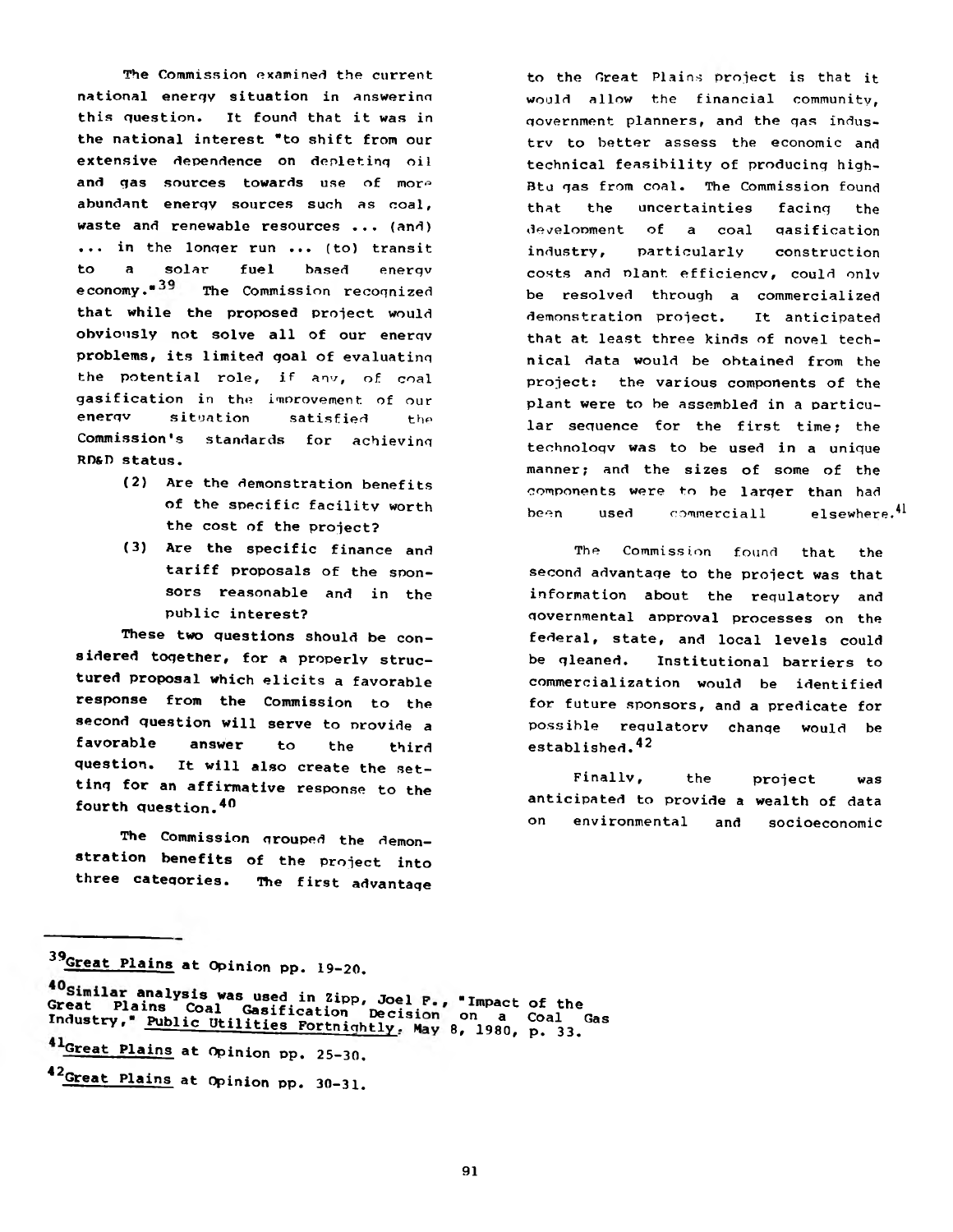The Commission examined the current national energy situation in answering this question. It found that it was in the national interest "to shift from our extensive dependence on depleting oil and gas sources towards use of more abundant energy sources such as coal, waste and renewable resources ... (and) ... in the longer run ... (to) transit to a solar fuel based energy economy."[39] The Commission recognized that while the proposed project would obviously not solve all of our energy problems, its limited goal of evaluating the potential role, if any, of coal gasification in the improvement of our energy situation satisfied the Commission's standards for achieving RD&D status.

(2) Are the demonstration benefits of the specific facility worth the cost of the project?

(3) Are the specific finance and tariff proposals of the sponsors reasonable and in the public interest?

These two questions should be considered together, for a properly structured proposal which elicits a favorable response from the Commission to the second question will serve to provide a favorable answer to the third question. It will also create the setting for an affirmative response to the fourth question.[40]

The Commission grouped the demonstration benefits of the project into three categories. The first advantage to the Great Plains project is that it would allow the financial community, government planners, and the gas industry to better assess the economic and technical feasibility of producing high-Btu gas from coal. The Commission found that the uncertainties facing the development of a coal gasification industry, particularly construction costs and plant efficiency, could only be resolved through a commercialized demonstration project. It anticipated that at least three kinds of novel technical data would be obtained from the project: the various components of the plant were to be assembled in a particular sequence for the first time; the technology was to be used in a unique manner; and the sizes of some of the components were to be larger than had been used commerciall elsewhere.[41]

The Commission found that the second advantage to the project was that information about the regulatory and governmental approval processes on the federal, state, and local levels could be gleaned. Institutional barriers to commercialization would be identified for future sponsors, and a predicate for possible regulatory change would be established.[42]

Finally, the project was anticipated to provide a wealth of data on environmental and socioeconomic

---

[39] Great Plains at Opinion pp. 19-20.

[40] Similar analysis was used in Zipp, Joel F., "Impact of the Great Plains Coal Gasification Decision on a Coal Gas Industry," Public Utilities Fortnightly, May 8, 1980, p. 33.

[41] Great Plains at Opinion pp. 25-30.

[42] Great Plains at Opinion pp. 30-31.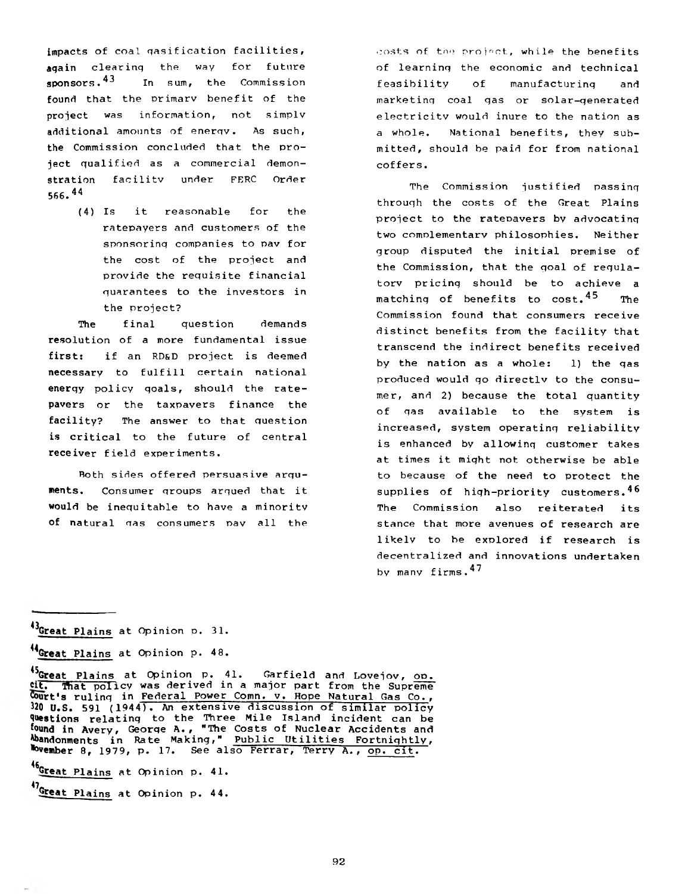impacts of coal gasification facilities, again clearing the way for future sponsors.[43] In sum, the Commission found that the primary benefit of the project was information, not simply additional amounts of energy. As such, the Commission concluded that the project qualified as a commercial demonstration facility under FERC Order 566.[44]

(4) Is it reasonable for the ratepayers and customers of the sponsoring companies to pay for the cost of the project and provide the requisite financial guarantees to the investors in the project?

The final question demands resolution of a more fundamental issue first: if an RD&D project is deemed necessary to fulfill certain national energy policy goals, should the ratepayers or the taxpayers finance the facility? The answer to that question is critical to the future of central receiver field experiments.

Both sides offered persuasive arguments. Consumer groups argued that it would be inequitable to have a minority of natural gas consumers pay all the costs of the project, while the benefits of learning the economic and technical feasibility of manufacturing and marketing coal gas or solar-generated electricity would inure to the nation as a whole. National benefits, they submitted, should be paid for from national coffers.

The Commission justified passing through the costs of the Great Plains project to the ratepayers by advocating two complementary philosophies. Neither group disputed the initial premise of the Commission, that the goal of regulatory pricing should be to achieve a matching of benefits to cost.[45] The Commission found that consumers receive distinct benefits from the facility that transcend the indirect benefits received by the nation as a whole: 1) the gas produced would go directly to the consumer, and 2) because the total quantity of gas available to the system is increased, system operating reliability is enhanced by allowing customer takes at times it might not otherwise be able to because of the need to protect the supplies of high-priority customers.[46] The Commission also reiterated its stance that more avenues of research are likely to be explored if research is decentralized and innovations undertaken by many firms.[47]

---

[43] Great Plains at Opinion p. 31.

[44] Great Plains at Opinion p. 48.

[45] Great Plains at Opinion p. 41. Garfield and Lovejoy, op. cit. That policy was derived in a major part from the Supreme Court's ruling in Federal Power Comn. v. Hope Natural Gas Co., 320 U.S. 591 (1944). An extensive discussion of similar policy questions relating to the Three Mile Island incident can be found in Avery, George A., "The Costs of Nuclear Accidents and Abandonments in Rate Making," Public Utilities Fortnightly, November 8, 1979, p. 17. See also Ferrar, Terry A., op. cit.

[46] Great Plains at Opinion p. 41.

[47] Great Plains at Opinion p. 44.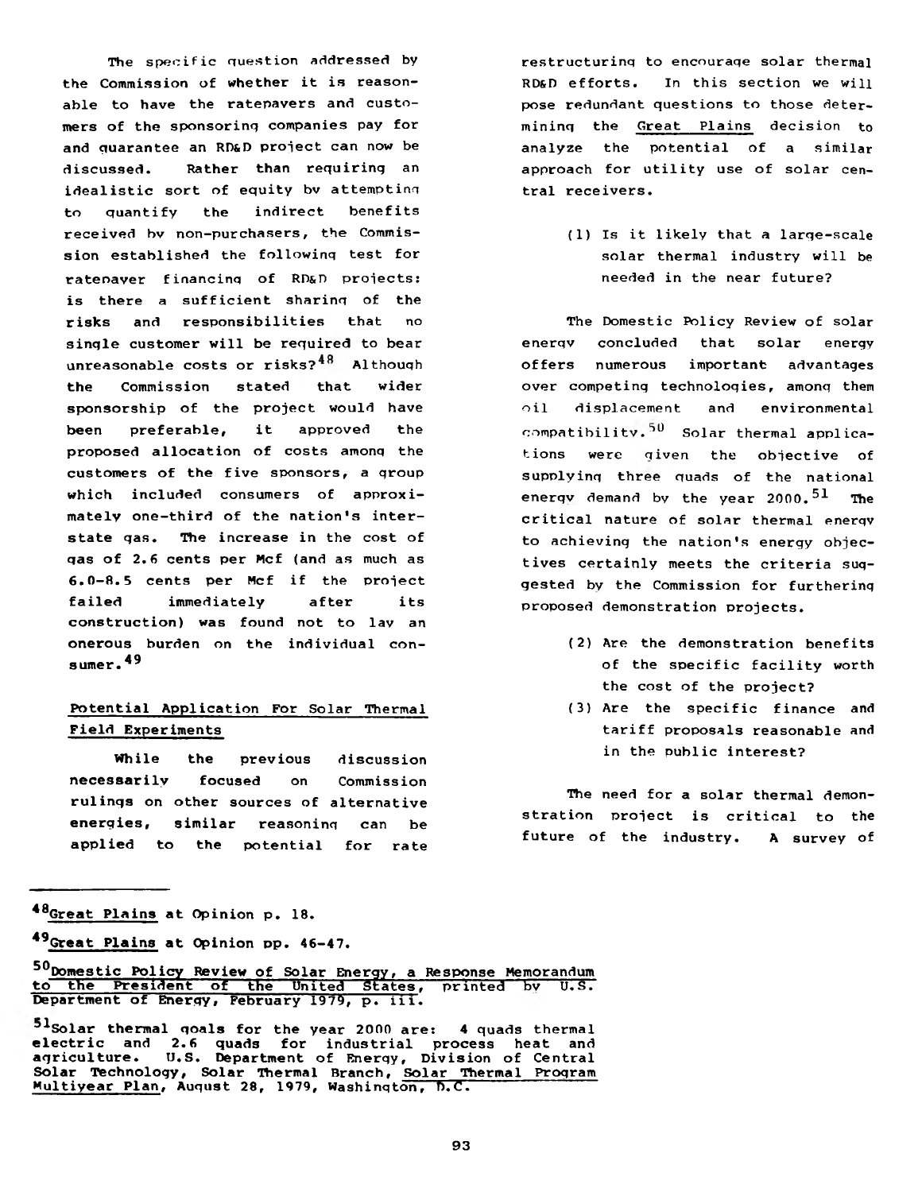The specific question addressed by the Commission of whether it is reasonable to have the ratepayers and customers of the sponsoring companies pay for and guarantee an RD&D project can now be discussed. Rather than requiring an idealistic sort of equity by attempting to quantify the indirect benefits received by non-purchasers, the Commission established the following test for ratepayer financing of RD&D projects: is there a sufficient sharing of the risks and responsibilities that no single customer will be required to bear unreasonable costs or risks?[48] Although the Commission stated that wider sponsorship of the project would have been preferable, it approved the proposed allocation of costs among the customers of the five sponsors, a group which included consumers of approximately one-third of the nation's interstate gas. The increase in the cost of gas of 2.6 cents per Mcf (and as much as 6.0-8.5 cents per Mcf if the project failed immediately after its construction) was found not to lay an onerous burden on the individual consumer.[49]

## Potential Application For Solar Thermal Field Experiments

While the previous discussion necessarily focused on Commission rulings on other sources of alternative energies, similar reasoning can be applied to the potential for rate restructuring to encourage solar thermal RD&D efforts. In this section we will pose redundant questions to those determining the Great Plains decision to analyze the potential of a similar approach for utility use of solar central receivers.

(1) Is it likely that a large-scale solar thermal industry will be needed in the near future?

The Domestic Policy Review of solar energy concluded that solar energy offers numerous important advantages over competing technologies, among them oil displacement and environmental compatibility.[50] Solar thermal applications were given the objective of supplying three quads of the national energy demand by the year 2000.[51] The critical nature of solar thermal energy to achieving the nation's energy objectives certainly meets the criteria suggested by the Commission for furthering proposed demonstration projects.

(2) Are the demonstration benefits of the specific facility worth the cost of the project?

(3) Are the specific finance and tariff proposals reasonable and in the public interest?

The need for a solar thermal demonstration project is critical to the future of the industry. A survey of

---

[48] Great Plains at Opinion p. 18.

[49] Great Plains at Opinion pp. 46-47.

[50] Domestic Policy Review of Solar Energy, a Response Memorandum to the President of the United States, printed by U.S. Department of Energy, February 1979, p. iii.

[51] Solar thermal goals for the year 2000 are: 4 quads thermal electric and 2.6 quads for industrial process heat and agriculture. U.S. Department of Energy, Division of Central Solar Technology, Solar Thermal Branch, Solar Thermal Program Multiyear Plan, August 28, 1979, Washington, D.C.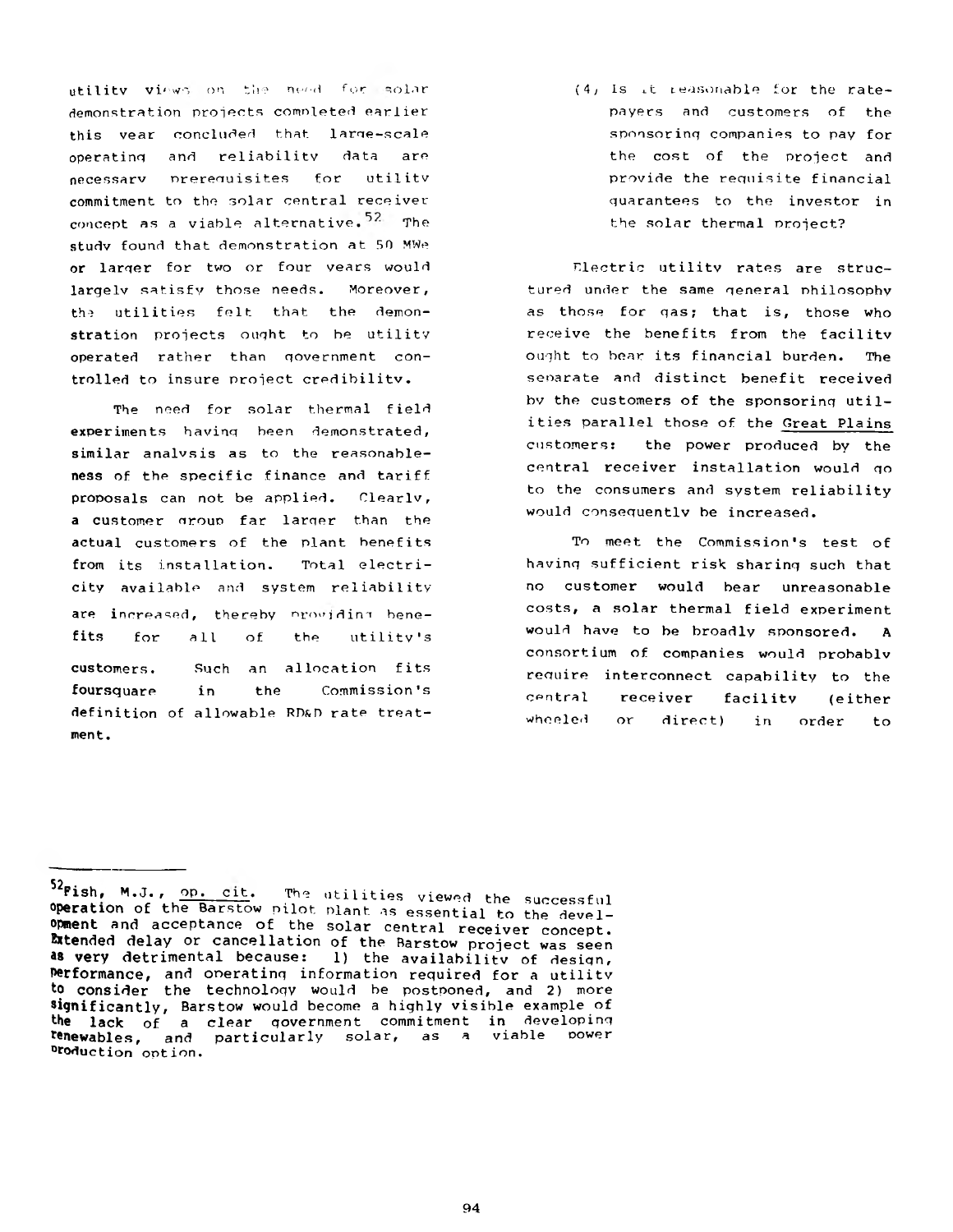utility views on the need for solar demonstration projects completed earlier this year concluded that large-scale operating and reliability data are necessary prerequisites for utility commitment to the solar central receiver concept as a viable alternative.[52] The study found that demonstration at 50 MWe or larger for two or four years would largely satisfy those needs. Moreover, the utilities felt that the demonstration projects ought to be utility operated rather than government controlled to insure project credibility.

The need for solar thermal field experiments having been demonstrated, similar analysis as to the reasonableness of the specific finance and tariff proposals can not be applied. Clearly, a customer group far larger than the actual customers of the plant benefits from its installation. Total electricity available and system reliability are increased, thereby providing benefits for all of the utility's customers. Such an allocation fits foursquare in the Commission's definition of allowable RD&D rate treatment.

(4) Is it reasonable for the ratepayers and customers of the sponsoring companies to pay for the cost of the project and provide the requisite financial guarantees to the investor in the solar thermal project?

Electric utility rates are structured under the same general philosophy as those for gas; that is, those who receive the benefits from the facility ought to bear its financial burden. The separate and distinct benefit received by the customers of the sponsoring utilities parallel those of the Great Plains customers: the power produced by the central receiver installation would go to the consumers and system reliability would consequently be increased.

To meet the Commission's test of having sufficient risk sharing such that no customer would bear unreasonable costs, a solar thermal field experiment would have to be broadly sponsored. A consortium of companies would probably require interconnect capability to the central receiver facility (either wheeled or direct) in order to

---

[52] Fish, M.J., op. cit. The utilities viewed the successful operation of the Barstow pilot plant as essential to the development and acceptance of the solar central receiver concept. Extended delay or cancellation of the Barstow project was seen as very detrimental because: 1) the availability of design, performance, and operating information required for a utility to consider the technology would be postponed, and 2) more significantly, Barstow would become a highly visible example of the lack of a clear government commitment in developing renewables, and particularly solar, as a viable power production option.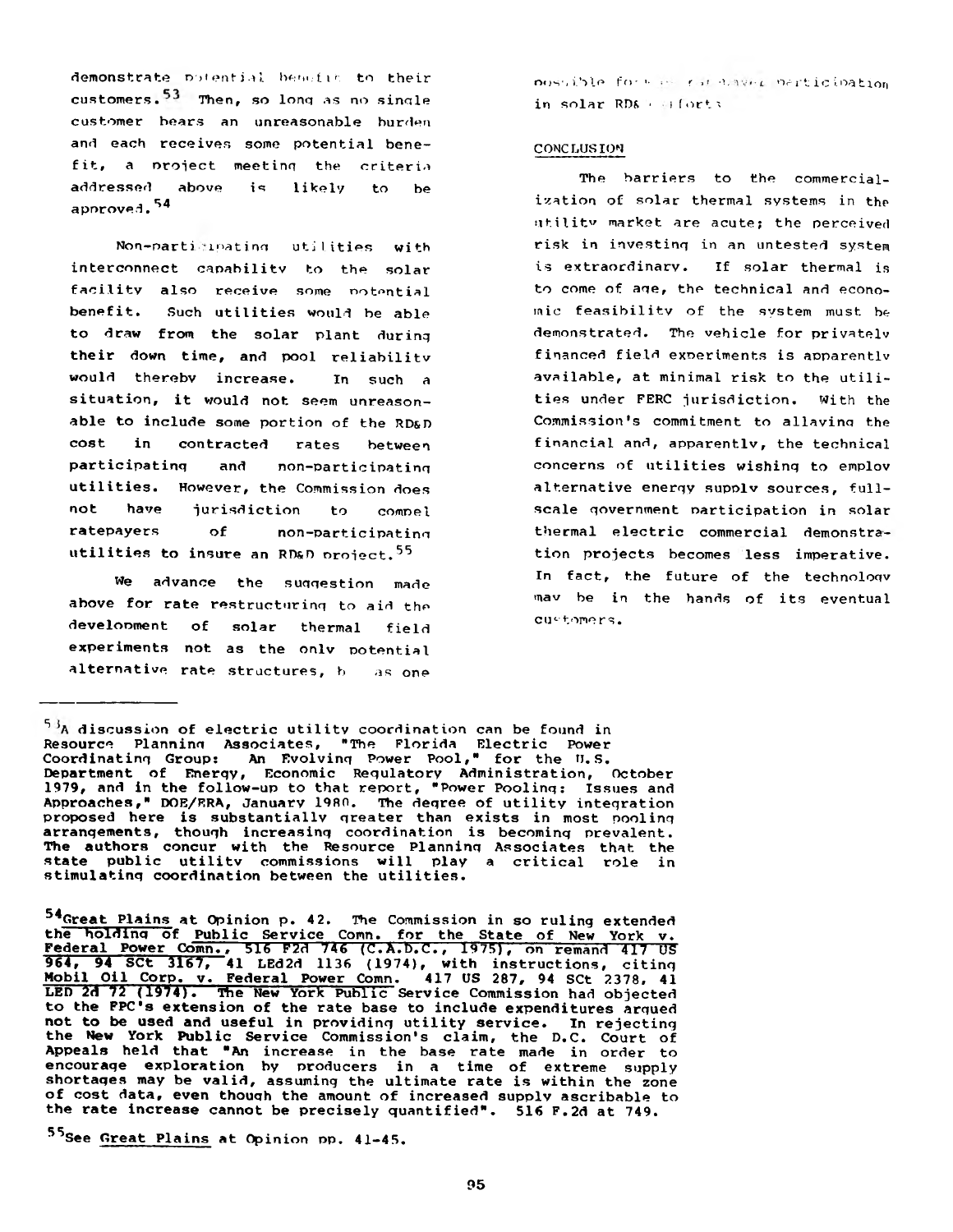demonstrate potential benefits to their customers.[53] Then, so long as no single customer bears an unreasonable burden and each receives some potential benefit, a project meeting the criteria addressed above is likely to be approved.[54]

Non-participating utilities with interconnect capability to the solar facility also receive some potential benefit. Such utilities would be able to draw from the solar plant during their down time, and pool reliability would thereby increase. In such a situation, it would not seem unreasonable to include some portion of the RD&D cost in contracted rates between participating and non-participating utilities. However, the Commission does not have jurisdiction to compel ratepayers of non-participating utilities to insure an RD&D project.[55]

We advance the suggestion made above for rate restructuring to aid the development of solar thermal field experiments not as the only potential alternative rate structures, b as one possible for r payer participation in solar RD& efforts.

## CONCLUSION

The barriers to the commercialization of solar thermal systems in the utility market are acute; the perceived risk in investing in an untested system is extraordinary. If solar thermal is to come of age, the technical and economic feasibility of the system must be demonstrated. The vehicle for privately financed field experiments is apparently available, at minimal risk to the utilities under FERC jurisdiction. With the Commission's commitment to allaying the financial and, apparently, the technical concerns of utilities wishing to employ alternative energy supply sources, full-scale government participation in solar thermal electric commercial demonstration projects becomes less imperative. In fact, the future of the technology may be in the hands of its eventual customers.

---

[53] A discussion of electric utility coordination can be found in Resource Planning Associates, "The Florida Electric Power Coordinating Group: An Evolving Power Pool," for the U.S. Department of Energy, Economic Regulatory Administration, October 1979, and in the follow-up to that report, "Power Pooling: Issues and Approaches," DOE/ERA, January 1980. The degree of utility integration proposed here is substantially greater than exists in most pooling arrangements, though increasing coordination is becoming prevalent. The authors concur with the Resource Planning Associates that the state public utility commissions will play a critical role in stimulating coordination between the utilities.

[54] Great Plains at Opinion p. 42. The Commission in so ruling extended the holding of Public Service Comn. for the State of New York v. Federal Power Comn., 516 F2d 746 (C.A.D.C., 1975), on remand 417 US 964, 94 SCt 3167, 41 LEd2d 1136 (1974), with instructions, citing Mobil Oil Corp. v. Federal Power Comn. 417 US 287, 94 SCt 2378, 41 LED 2d 72 (1974). The New York Public Service Commission had objected to the FPC's extension of the rate base to include expenditures argued not to be used and useful in providing utility service. In rejecting the New York Public Service Commission's claim, the D.C. Court of Appeals held that "An increase in the base rate made in order to encourage exploration by producers in a time of extreme supply shortages may be valid, assuming the ultimate rate is within the zone of cost data, even though the amount of increased supply ascribable to the rate increase cannot be precisely quantified". 516 F.2d at 749.

[55] See Great Plains at Opinion pp. 41-45.